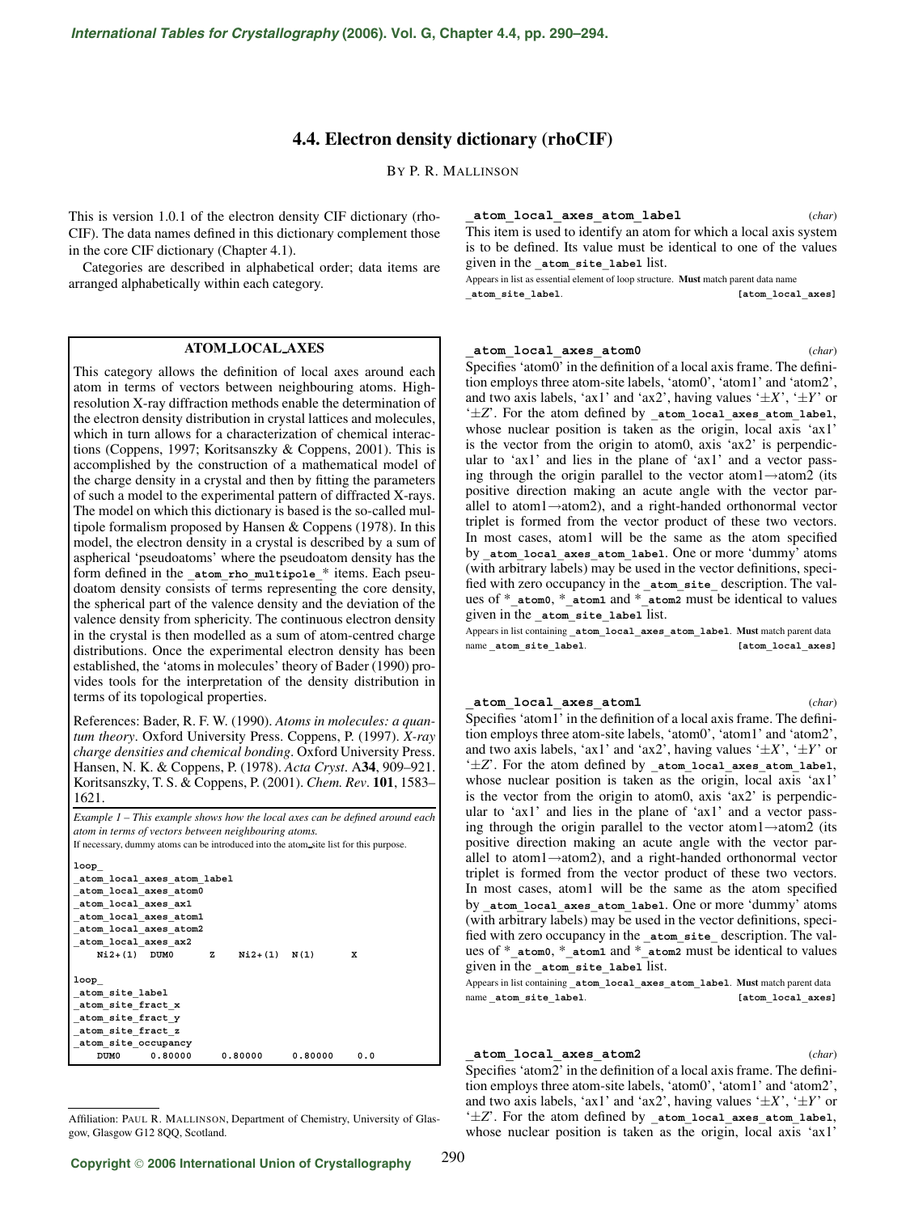# 4.4. Electron density dictionary (rhoCIF)

By P. R. Mallinson

This is version 1.0.1 of the electron density CIF dictionary (rhoCIF). The data names defined in this dictionary complement those in the core CIF dictionary (Chapter 4.1).

Categories are described in alphabetical order; data items are arranged alphabetically within each category.

## ATOM_LOCAL_AXES

This category allows the definition of local axes around each atom in terms of vectors between neighbouring atoms. High-resolution X-ray diffraction methods enable the determination of the electron density distribution in crystal lattices and molecules, which in turn allows for a characterization of chemical interactions (Coppens, 1997; Koritsanszky & Coppens, 2001). This is accomplished by the construction of a mathematical model of the charge density in a crystal and then by fitting the parameters of such a model to the experimental pattern of diffracted X-rays. The model on which this dictionary is based is the so-called multipole formalism proposed by Hansen & Coppens (1978). In this model, the electron density in a crystal is described by a sum of aspherical 'pseudoatoms' where the pseudoatom density has the form defined in the **_atom_rho_multipole_*** items. Each pseudoatom density consists of terms representing the core density, the spherical part of the valence density and the deviation of the valence density from sphericity. The continuous electron density in the crystal is then modelled as a sum of atom-centred charge distributions. Once the experimental electron density has been established, the 'atoms in molecules' theory of Bader (1990) provides tools for the interpretation of the density distribution in terms of its topological properties.

References: Bader, R. F. W. (1990). *Atoms in molecules: a quantum theory*. Oxford University Press. Coppens, P. (1997). *X-ray charge densities and chemical bonding*. Oxford University Press. Hansen, N. K. & Coppens, P. (1978). *Acta Cryst*. A**34**, 909–921. Koritsanszky, T. S. & Coppens, P. (2001). *Chem. Rev*. **101**, 1583–1621.

*Example 1 – This example shows how the local axes can be defined around each atom in terms of vectors between neighbouring atoms.*

If necessary, dummy atoms can be introduced into the atom_site list for this purpose.

```
loop_
_atom_local_axes_atom_label
_atom_local_axes_atom0
_atom_local_axes_ax1
_atom_local_axes_atom1
_atom_local_axes_atom2
_atom_local_axes_ax2
    Ni2+(1)  DUM0      Z     Ni2+(1)  N(1)       X

loop_
_atom_site_label
_atom_site_fract_x
_atom_site_fract_y
_atom_site_fract_z
_atom_site_occupancy
    DUM0     0.80000     0.80000     0.80000    0.0
```

**_atom_local_axes_atom_label** (*char*)

This item is used to identify an atom for which a local axis system is to be defined. Its value must be identical to one of the values given in the **_atom_site_label** list.

Appears in list as essential element of loop structure. **Must** match parent data name **_atom_site_label**. **[atom_local_axes]**

**_atom_local_axes_atom0** (*char*)

Specifies 'atom0' in the definition of a local axis frame. The definition employs three atom-site labels, 'atom0', 'atom1' and 'atom2', and two axis labels, 'ax1' and 'ax2', having values '±*X*', '±*Y*' or '±*Z*'. For the atom defined by **_atom_local_axes_atom_label**, whose nuclear position is taken as the origin, local axis 'ax1' is the vector from the origin to atom0, axis 'ax2' is perpendicular to 'ax1' and lies in the plane of 'ax1' and a vector passing through the origin parallel to the vector atom1→atom2 (its positive direction making an acute angle with the vector parallel to atom1→atom2), and a right-handed orthonormal vector triplet is formed from the vector product of these two vectors. In most cases, atom1 will be the same as the atom specified by **_atom_local_axes_atom_label**. One or more 'dummy' atoms (with arbitrary labels) may be used in the vector definitions, specified with zero occupancy in the **_atom_site_** description. The values of ***_atom0**, ***_atom1** and ***_atom2** must be identical to values given in the **_atom_site_label** list.

Appears in list containing **_atom_local_axes_atom_label**. **Must** match parent data name **_atom_site_label**. **[atom_local_axes]**

**_atom_local_axes_atom1** (*char*)

Specifies 'atom1' in the definition of a local axis frame. The definition employs three atom-site labels, 'atom0', 'atom1' and 'atom2', and two axis labels, 'ax1' and 'ax2', having values '±*X*', '±*Y*' or '±*Z*'. For the atom defined by **_atom_local_axes_atom_label**, whose nuclear position is taken as the origin, local axis 'ax1' is the vector from the origin to atom0, axis 'ax2' is perpendicular to 'ax1' and lies in the plane of 'ax1' and a vector passing through the origin parallel to the vector atom1→atom2 (its positive direction making an acute angle with the vector parallel to atom1→atom2), and a right-handed orthonormal vector triplet is formed from the vector product of these two vectors. In most cases, atom1 will be the same as the atom specified by **_atom_local_axes_atom_label**. One or more 'dummy' atoms (with arbitrary labels) may be used in the vector definitions, specified with zero occupancy in the **_atom_site_** description. The values of ***_atom0**, ***_atom1** and ***_atom2** must be identical to values given in the **_atom_site_label** list.

Appears in list containing **_atom_local_axes_atom_label**. **Must** match parent data name **_atom_site_label**. **[atom_local_axes]**

**_atom_local_axes_atom2** (*char*)

Specifies 'atom2' in the definition of a local axis frame. The definition employs three atom-site labels, 'atom0', 'atom1' and 'atom2', and two axis labels, 'ax1' and 'ax2', having values '±*X*', '±*Y*' or '±*Z*'. For the atom defined by **_atom_local_axes_atom_label**, whose nuclear position is taken as the origin, local axis 'ax1'

Affiliation: Paul R. Mallinson, Department of Chemistry, University of Glasgow, Glasgow G12 8QQ, Scotland.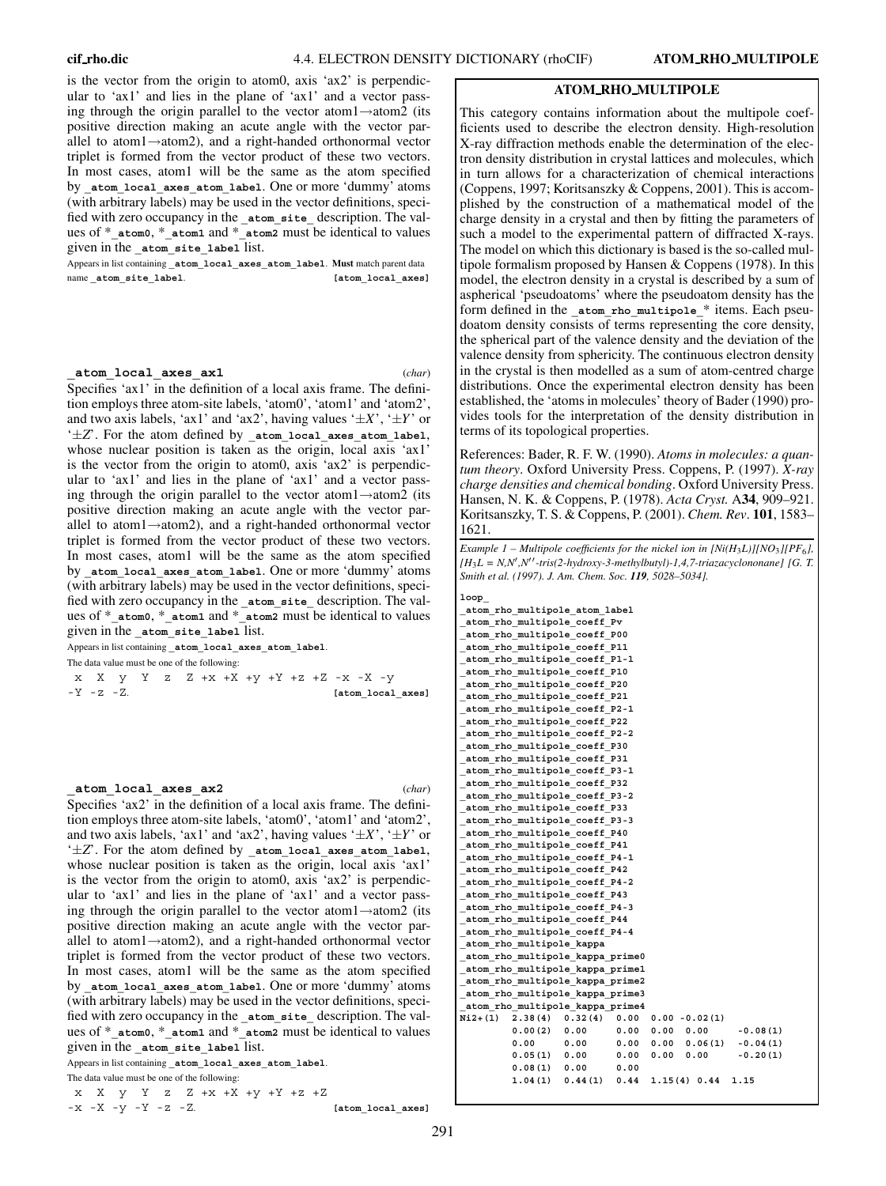is the vector from the origin to atom0, axis 'ax2' is perpendicular to 'ax1' and lies in the plane of 'ax1' and a vector passing through the origin parallel to the vector atom1→atom2 (its positive direction making an acute angle with the vector parallel to atom1→atom2), and a right-handed orthonormal vector triplet is formed from the vector product of these two vectors. In most cases, atom1 will be the same as the atom specified by **_atom_local_axes_atom_label**. One or more 'dummy' atoms (with arbitrary labels) may be used in the vector definitions, specified with zero occupancy in the **_atom_site_** description. The values of ***_atom0**, ***_atom1** and ***_atom2** must be identical to values given in the **_atom_site_label** list.

Appears in list containing **_atom_local_axes_atom_label**. **Must** match parent data name **_atom_site_label**. **[atom_local_axes]**

**_atom_local_axes_ax1** (*char*)

Specifies 'ax1' in the definition of a local axis frame. The definition employs three atom-site labels, 'atom0', 'atom1' and 'atom2', and two axis labels, 'ax1' and 'ax2', having values '$\pm X$', '$\pm Y$' or '$\pm Z$'. For the atom defined by **_atom_local_axes_atom_label**, whose nuclear position is taken as the origin, local axis 'ax1' is the vector from the origin to atom0, axis 'ax2' is perpendicular to 'ax1' and lies in the plane of 'ax1' and a vector passing through the origin parallel to the vector atom1→atom2 (its positive direction making an acute angle with the vector parallel to atom1→atom2), and a right-handed orthonormal vector triplet is formed from the vector product of these two vectors. In most cases, atom1 will be the same as the atom specified by **_atom_local_axes_atom_label**. One or more 'dummy' atoms (with arbitrary labels) may be used in the vector definitions, specified with zero occupancy in the **_atom_site_** description. The values of ***_atom0**, ***_atom1** and ***_atom2** must be identical to values given in the **_atom_site_label** list.

Appears in list containing **_atom_local_axes_atom_label**.

The data value must be one of the following:

`x X y Y z Z +x +X +y +Y +z +Z -x -X -y -Y -z -Z`. **[atom_local_axes]**

**_atom_local_axes_ax2** (*char*)

Specifies 'ax2' in the definition of a local axis frame. The definition employs three atom-site labels, 'atom0', 'atom1' and 'atom2', and two axis labels, 'ax1' and 'ax2', having values '$\pm X$', '$\pm Y$' or '$\pm Z$'. For the atom defined by **_atom_local_axes_atom_label**, whose nuclear position is taken as the origin, local axis 'ax1' is the vector from the origin to atom0, axis 'ax2' is perpendicular to 'ax1' and lies in the plane of 'ax1' and a vector passing through the origin parallel to the vector atom1→atom2 (its positive direction making an acute angle with the vector parallel to atom1→atom2), and a right-handed orthonormal vector triplet is formed from the vector product of these two vectors. In most cases, atom1 will be the same as the atom specified by **_atom_local_axes_atom_label**. One or more 'dummy' atoms (with arbitrary labels) may be used in the vector definitions, specified with zero occupancy in the **_atom_site_** description. The values of ***_atom0**, ***_atom1** and ***_atom2** must be identical to values given in the **_atom_site_label** list.

Appears in list containing **_atom_local_axes_atom_label**.

The data value must be one of the following:

`x X y Y z Z +x +X +y +Y +z +Z -x -X -y -Y -z -Z`. **[atom_local_axes]**

## ATOM_RHO_MULTIPOLE

This category contains information about the multipole coefficients used to describe the electron density. High-resolution X-ray diffraction methods enable the determination of the electron density distribution in crystal lattices and molecules, which in turn allows for a characterization of chemical interactions (Coppens, 1997; Koritsanszky & Coppens, 2001). This is accomplished by the construction of a mathematical model of the charge density in a crystal and then by fitting the parameters of such a model to the experimental pattern of diffracted X-rays. The model on which this dictionary is based is the so-called multipole formalism proposed by Hansen & Coppens (1978). In this model, the electron density in a crystal is described by a sum of aspherical 'pseudoatoms' where the pseudoatom density has the form defined in the **_atom_rho_multipole_*** items. Each pseudoatom density consists of terms representing the core density, the spherical part of the valence density and the deviation of the valence density from sphericity. The continuous electron density in the crystal is then modelled as a sum of atom-centred charge distributions. Once the experimental electron density has been established, the 'atoms in molecules' theory of Bader (1990) provides tools for the interpretation of the density distribution in terms of its topological properties.

References: Bader, R. F. W. (1990). *Atoms in molecules: a quantum theory*. Oxford University Press. Coppens, P. (1997). *X-ray charge densities and chemical bonding*. Oxford University Press. Hansen, N. K. & Coppens, P. (1978). *Acta Cryst.* A**34**, 909–921. Koritsanszky, T. S. & Coppens, P. (2001). *Chem. Rev*. **101**, 1583–1621.

*Example 1 – Multipole coefficients for the nickel ion in [Ni(H$_3$L)][NO$_3$][PF$_6$], [H$_3$L = N,N$'$,N$''$-tris(2-hydroxy-3-methylbutyl)-1,4,7-triazacyclononane] [G. T. Smith et al. (1997). J. Am. Chem. Soc.* ***119****, 5028–5034].*

```
loop_
_atom_rho_multipole_atom_label
_atom_rho_multipole_coeff_Pv
_atom_rho_multipole_coeff_P00
_atom_rho_multipole_coeff_P11
_atom_rho_multipole_coeff_P1-1
_atom_rho_multipole_coeff_P10
_atom_rho_multipole_coeff_P20
_atom_rho_multipole_coeff_P21
_atom_rho_multipole_coeff_P2-1
_atom_rho_multipole_coeff_P22
_atom_rho_multipole_coeff_P2-2
_atom_rho_multipole_coeff_P30
_atom_rho_multipole_coeff_P31
_atom_rho_multipole_coeff_P3-1
_atom_rho_multipole_coeff_P32
_atom_rho_multipole_coeff_P3-2
_atom_rho_multipole_coeff_P33
_atom_rho_multipole_coeff_P3-3
_atom_rho_multipole_coeff_P40
_atom_rho_multipole_coeff_P41
_atom_rho_multipole_coeff_P4-1
_atom_rho_multipole_coeff_P42
_atom_rho_multipole_coeff_P4-2
_atom_rho_multipole_coeff_P43
_atom_rho_multipole_coeff_P4-3
_atom_rho_multipole_coeff_P44
_atom_rho_multipole_coeff_P4-4
_atom_rho_multipole_kappa
_atom_rho_multipole_kappa_prime0
_atom_rho_multipole_kappa_prime1
_atom_rho_multipole_kappa_prime2
_atom_rho_multipole_kappa_prime3
_atom_rho_multipole_kappa_prime4
Ni2+(1)  2.38(4)  0.32(4)  0.00  0.00 -0.02(1)
         0.00(2)  0.00     0.00  0.00  0.00     -0.08(1)
         0.00     0.00     0.00  0.00  0.06(1)  -0.04(1)
         0.05(1)  0.00     0.00  0.00  0.00     -0.20(1)
         0.08(1)  0.00     0.00
         1.04(1)  0.44(1)  0.44  1.15(4) 0.44  1.15
```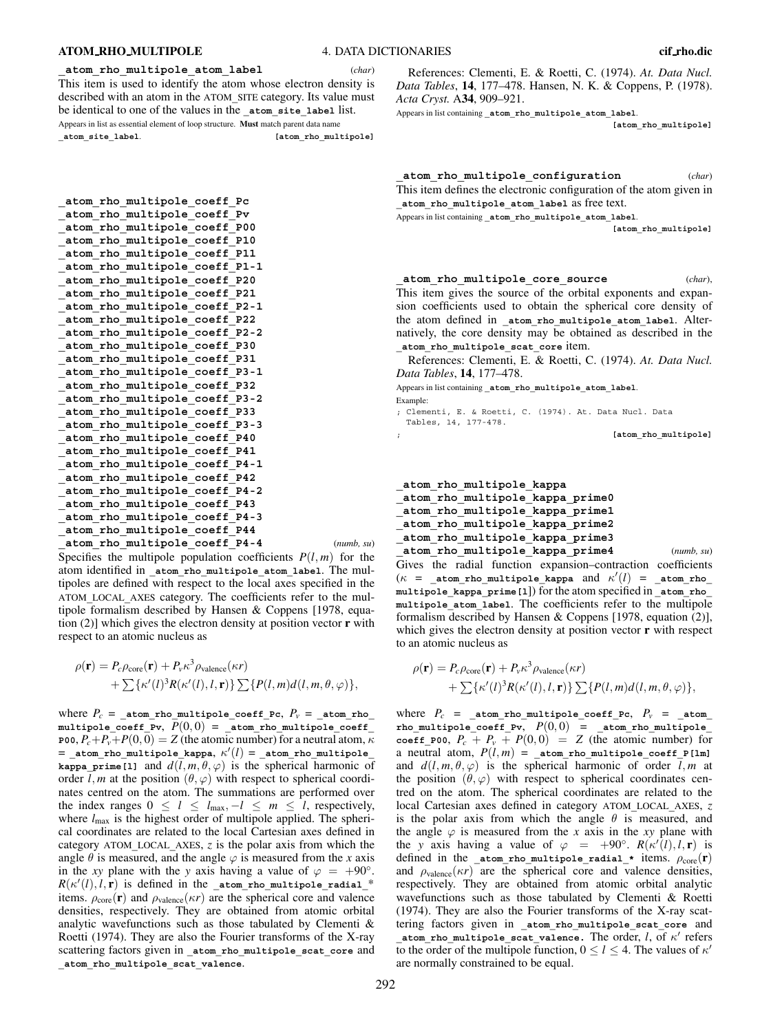**_atom_rho_multipole_atom_label** (*char*)

This item is used to identify the atom whose electron density is described with an atom in the ATOM_SITE category. Its value must be identical to one of the values in the **_atom_site_label** list.

Appears in list as essential element of loop structure. **Must** match parent data name **_atom_site_label**. **[atom_rho_multipole]**

**_atom_rho_multipole_coeff_Pc**
**_atom_rho_multipole_coeff_Pv**
**_atom_rho_multipole_coeff_P00**
**_atom_rho_multipole_coeff_P10**
**_atom_rho_multipole_coeff_P11**
**_atom_rho_multipole_coeff_P1-1**
**_atom_rho_multipole_coeff_P20**
**_atom_rho_multipole_coeff_P21**
**_atom_rho_multipole_coeff_P2-1**
**_atom_rho_multipole_coeff_P22**
**_atom_rho_multipole_coeff_P2-2**
**_atom_rho_multipole_coeff_P30**
**_atom_rho_multipole_coeff_P31**
**_atom_rho_multipole_coeff_P3-1**
**_atom_rho_multipole_coeff_P32**
**_atom_rho_multipole_coeff_P3-2**
**_atom_rho_multipole_coeff_P33**
**_atom_rho_multipole_coeff_P3-3**
**_atom_rho_multipole_coeff_P40**
**_atom_rho_multipole_coeff_P41**
**_atom_rho_multipole_coeff_P4-1**
**_atom_rho_multipole_coeff_P42**
**_atom_rho_multipole_coeff_P4-2**
**_atom_rho_multipole_coeff_P43**
**_atom_rho_multipole_coeff_P4-3**
**_atom_rho_multipole_coeff_P44**
**_atom_rho_multipole_coeff_P4-4** (*numb, su*)

Specifies the multipole population coefficients $P(l,m)$ for the atom identified in **_atom_rho_multipole_atom_label**. The multipoles are defined with respect to the local axes specified in the ATOM_LOCAL_AXES category. The coefficients refer to the multipole formalism described by Hansen & Coppens [1978, equation (2)] which gives the electron density at position vector **r** with respect to an atomic nucleus as

$$\rho(\mathbf{r}) = P_c\rho_{\text{core}}(\mathbf{r}) + P_v\kappa^3\rho_{\text{valence}}(\kappa r) + \sum\{\kappa'(l)^3 R(\kappa'(l), l, \mathbf{r})\}\sum\{P(l,m)d(l,m,\theta,\varphi)\},$$

where $P_c$ = **_atom_rho_multipole_coeff_Pc**, $P_v$ = **_atom_rho_multipole_coeff_Pv**, $P(0,0)$ = **_atom_rho_multipole_coeff_P00**, $P_c + P_v + P(0,0) = Z$ (the atomic number) for a neutral atom, $\kappa$ = **_atom_rho_multipole_kappa**, $\kappa'(l)$ = **_atom_rho_multipole_kappa_prime[l]** and $d(l,m,\theta,\varphi)$ is the spherical harmonic of order $l,m$ at the position $(\theta,\varphi)$ with respect to spherical coordinates centred on the atom. The summations are performed over the index ranges $0 \le l \le l_{\max}, -l \le m \le l$, respectively, where $l_{\max}$ is the highest order of multipole applied. The spherical coordinates are related to the local Cartesian axes defined in category ATOM_LOCAL_AXES, $z$ is the polar axis from which the angle $\theta$ is measured, and the angle $\varphi$ is measured from the $x$ axis in the $xy$ plane with the $y$ axis having a value of $\varphi = +90°$. $R(\kappa'(l), l, \mathbf{r})$ is defined in the **_atom_rho_multipole_radial_*** items. $\rho_{\text{core}}(\mathbf{r})$ and $\rho_{\text{valence}}(\kappa r)$ are the spherical core and valence densities, respectively. They are obtained from atomic orbital analytic wavefunctions such as those tabulated by Clementi & Roetti (1974). They are also the Fourier transforms of the X-ray scattering factors given in **_atom_rho_multipole_scat_core** and **_atom_rho_multipole_scat_valence**.

References: Clementi, E. & Roetti, C. (1974). *At. Data Nucl. Data Tables*, **14**, 177–478. Hansen, N. K. & Coppens, P. (1978). *Acta Cryst.* A**34**, 909–921.

Appears in list containing **_atom_rho_multipole_atom_label**. **[atom_rho_multipole]**

**_atom_rho_multipole_configuration** (*char*)

This item defines the electronic configuration of the atom given in **_atom_rho_multipole_atom_label** as free text.

Appears in list containing **_atom_rho_multipole_atom_label**. **[atom_rho_multipole]**

**_atom_rho_multipole_core_source** (*char*),

This item gives the source of the orbital exponents and expansion coefficients used to obtain the spherical core density of the atom defined in **_atom_rho_multipole_atom_label**. Alternatively, the core density may be obtained as described in the **_atom_rho_multipole_scat_core** item.

References: Clementi, E. & Roetti, C. (1974). *At. Data Nucl. Data Tables*, **14**, 177–478.

Appears in list containing **_atom_rho_multipole_atom_label**.

Example:

```
; Clementi, E. & Roetti, C. (1974). At. Data Nucl. Data
  Tables, 14, 177-478.
;
```

**[atom_rho_multipole]**

**_atom_rho_multipole_kappa**
**_atom_rho_multipole_kappa_prime0**
**_atom_rho_multipole_kappa_prime1**
**_atom_rho_multipole_kappa_prime2**
**_atom_rho_multipole_kappa_prime3**
**_atom_rho_multipole_kappa_prime4** (*numb, su*)

Gives the radial function expansion–contraction coefficients ($\kappa$ = **_atom_rho_multipole_kappa** and $\kappa'(l)$ = **_atom_rho_multipole_kappa_prime[l]**) for the atom specified in **_atom_rho_multipole_atom_label**. The coefficients refer to the multipole formalism described by Hansen & Coppens [1978, equation (2)], which gives the electron density at position vector **r** with respect to an atomic nucleus as

$$\rho(\mathbf{r}) = P_c\rho_{\text{core}}(\mathbf{r}) + P_v\kappa^3\rho_{\text{valence}}(\kappa r) + \sum\{\kappa'(l)^3 R(\kappa'(l), l, \mathbf{r})\}\sum\{P(l,m)d(l,m,\theta,\varphi)\},$$

where $P_c$ = **_atom_rho_multipole_coeff_Pc**, $P_v$ = **_atom_rho_multipole_coeff_Pv**, $P(0,0)$ = **_atom_rho_multipole_coeff_P00**, $P_c + P_v + P(0,0) = Z$ (the atomic number) for a neutral atom, $P(l,m)$ = **_atom_rho_multipole_coeff_P[lm]** and $d(l,m,\theta,\varphi)$ is the spherical harmonic of order $l,m$ at the position $(\theta,\varphi)$ with respect to spherical coordinates centred on the atom. The spherical coordinates are related to the local Cartesian axes defined in category ATOM_LOCAL_AXES, $z$ is the polar axis from which the angle $\theta$ is measured, and the angle $\varphi$ is measured from the $x$ axis in the $xy$ plane with the $y$ axis having a value of $\varphi = +90°$. $R(\kappa'(l), l, \mathbf{r})$ is defined in the **_atom_rho_multipole_radial_*** items. $\rho_{\text{core}}(\mathbf{r})$ and $\rho_{\text{valence}}(\kappa r)$ are the spherical core and valence densities, respectively. They are obtained from atomic orbital analytic wavefunctions such as those tabulated by Clementi & Roetti (1974). They are also the Fourier transforms of the X-ray scattering factors given in **_atom_rho_multipole_scat_core** and **_atom_rho_multipole_scat_valence.** The order, $l$, of $\kappa'$ refers to the order of the multipole function, $0 \le l \le 4$. The values of $\kappa'$ are normally constrained to be equal.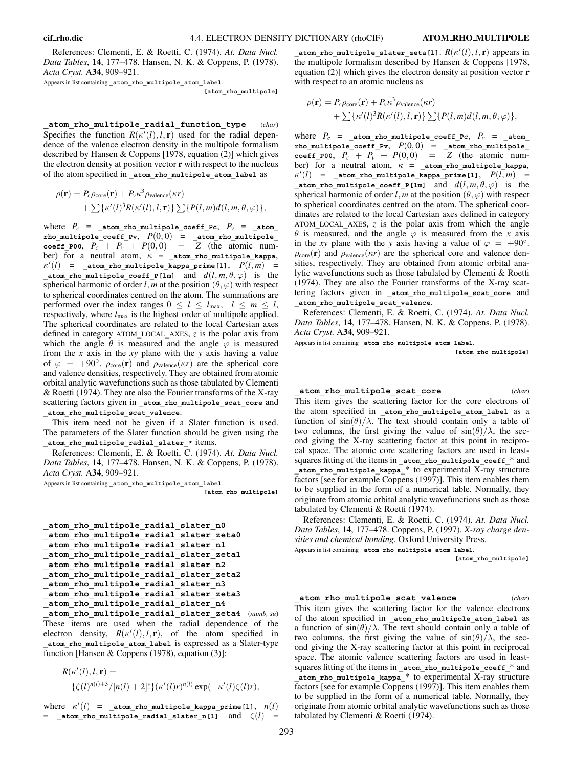References: Clementi, E. & Roetti, C. (1974). *At. Data Nucl. Data Tables*, **14**, 177–478. Hansen, N. K. & Coppens, P. (1978). *Acta Cryst.* A**34**, 909–921.

Appears in list containing **_atom_rho_multipole_atom_label**.

**[atom_rho_multipole]**

**_atom_rho_multipole_radial_function_type** (*char*)

Specifies the function $R(\kappa'(l), l, \mathbf{r})$ used for the radial dependence of the valence electron density in the multipole formalism described by Hansen & Coppens [1978, equation (2)] which gives the electron density at position vector **r** with respect to the nucleus of the atom specified in **_atom_rho_multipole_atom_label** as

$$\rho(\mathbf{r}) = P_c\rho_{\rm core}(\mathbf{r}) + P_v\kappa^3\rho_{\rm valence}(\kappa r) + \sum\{\kappa'(l)^3R(\kappa'(l), l, \mathbf{r})\}\sum\{P(l,m)d(l,m,\theta,\varphi)\},$$

where $P_c$ = **_atom_rho_multipole_coeff_Pc**, $P_v$ = **_atom_rho_multipole_coeff_Pv**, $P(0,0)$ = **_atom_rho_multipole_coeff_P00**, $P_c + P_v + P(0,0) = Z$ (the atomic number) for a neutral atom, $\kappa$ = **_atom_rho_multipole_kappa**, $\kappa'(l)$ = **_atom_rho_multipole_kappa_prime[l]**, $P(l,m)$ = **_atom_rho_multipole_coeff_P[lm]** and $d(l,m,\theta,\varphi)$ is the spherical harmonic of order $l, m$ at the position $(\theta, \varphi)$ with respect to spherical coordinates centred on the atom. The summations are performed over the index ranges $0 \le l \le l_{\rm max}, -l \le m \le l$, respectively, where $l_{\rm max}$ is the highest order of multipole applied. The spherical coordinates are related to the local Cartesian axes defined in category ATOM_LOCAL_AXES, $z$ is the polar axis from which the angle $\theta$ is measured and the angle $\varphi$ is measured from the $x$ axis in the $xy$ plane with the $y$ axis having a value of $\varphi = +90°$. $\rho_{\rm core}(\mathbf{r})$ and $\rho_{\rm valence}(\kappa r)$ are the spherical core and valence densities, respectively. They are obtained from atomic orbital analytic wavefunctions such as those tabulated by Clementi & Roetti (1974). They are also the Fourier transforms of the X-ray scattering factors given in **_atom_rho_multipole_scat_core** and **_atom_rho_multipole_scat_valence**.

This item need not be given if a Slater function is used. The parameters of the Slater function should be given using the **_atom_rho_multipole_radial_slater_*** items.

References: Clementi, E. & Roetti, C. (1974). *At. Data Nucl. Data Tables*, **14**, 177–478. Hansen, N. K. & Coppens, P. (1978). *Acta Cryst.* A**34**, 909–921.

Appears in list containing **_atom_rho_multipole_atom_label**.

**[atom_rho_multipole]**

**_atom_rho_multipole_radial_slater_n0**
**_atom_rho_multipole_radial_slater_zeta0**
**_atom_rho_multipole_radial_slater_n1**
**_atom_rho_multipole_radial_slater_zeta1**
**_atom_rho_multipole_radial_slater_n2**
**_atom_rho_multipole_radial_slater_zeta2**
**_atom_rho_multipole_radial_slater_n3**
**_atom_rho_multipole_radial_slater_zeta3**
**_atom_rho_multipole_radial_slater_n4**
**_atom_rho_multipole_radial_slater_zeta4** (*numb, su*)

These items are used when the radial dependence of the electron density, $R(\kappa'(l), l, \mathbf{r})$, of the atom specified in **_atom_rho_multipole_atom_label** is expressed as a Slater-type function [Hansen & Coppens (1978), equation (3)]:

$$R(\kappa'(l), l, \mathbf{r}) = \{\zeta(l)^{n(l)+3}/[n(l)+2]!\}(\kappa'(l)r)^{n(l)}\exp(-\kappa'(l)\zeta(l)r),$$

where $\kappa'(l)$ = **_atom_rho_multipole_kappa_prime[l]**, $n(l)$ = **_atom_rho_multipole_radial_slater_n[l]** and $\zeta(l)$ = **_atom_rho_multipole_slater_zeta[l]**. $R(\kappa'(l), l, \mathbf{r})$ appears in the multipole formalism described by Hansen & Coppens [1978, equation (2)] which gives the electron density at position vector **r** with respect to an atomic nucleus as

$$\rho(\mathbf{r}) = P_c\rho_{\rm core}(\mathbf{r}) + P_v\kappa^3\rho_{\rm valence}(\kappa r) + \sum\{\kappa'(l)^3R(\kappa'(l), l, \mathbf{r})\}\sum\{P(l,m)d(l,m,\theta,\varphi)\},$$

where $P_c$ = **_atom_rho_multipole_coeff_Pc**, $P_v$ = **_atom_rho_multipole_coeff_Pv**, $P(0,0)$ = **_atom_rho_multipole_coeff_P00**, $P_c + P_v + P(0,0) = Z$ (the atomic number) for a neutral atom, $\kappa$ = **_atom_rho_multipole_kappa**, $\kappa'(l)$ = **_atom_rho_multipole_kappa_prime[l]**, $P(l,m)$ = **_atom_rho_multipole_coeff_P[lm]** and $d(l,m,\theta,\varphi)$ is the spherical harmonic of order $l, m$ at the position $(\theta, \varphi)$ with respect to spherical coordinates centred on the atom. The spherical coordinates are related to the local Cartesian axes defined in category ATOM_LOCAL_AXES, $z$ is the polar axis from which the angle $\theta$ is measured and the angle $\varphi$ is measured from the $x$ axis in the $xy$ plane with the $y$ axis having a value of $\varphi = +90°$. $\rho_{\rm core}(\mathbf{r})$ and $\rho_{\rm valence}(\kappa r)$ are the spherical core and valence densities, respectively. They are obtained from atomic orbital analytic wavefunctions such as those tabulated by Clementi & Roetti (1974). They are also the Fourier transforms of the X-ray scattering factors given in **_atom_rho_multipole_scat_core** and **_atom_rho_multipole_scat_valence**.

References: Clementi, E. & Roetti, C. (1974). *At. Data Nucl. Data Tables*, **14**, 177–478. Hansen, N. K. & Coppens, P. (1978). *Acta Cryst.* A**34**, 909–921.

Appears in list containing **_atom_rho_multipole_atom_label**.

**[atom_rho_multipole]**

**_atom_rho_multipole_scat_core** (*char*)

This item gives the scattering factor for the core electrons of the atom specified in **_atom_rho_multipole_atom_label** as a function of $\sin(\theta)/\lambda$. The text should contain only a table of two columns, the first giving the value of $\sin(\theta)/\lambda$, the second giving the X-ray scattering factor at this point in reciprocal space. The atomic core scattering factors are used in least-squares fitting of the items in **_atom_rho_multipole_coeff_*** and **_atom_rho_multipole_kappa_*** to experimental X-ray structure factors [see for example Coppens (1997)]. This item enables them to be supplied in the form of a numerical table. Normally, they originate from atomic orbital analytic wavefunctions such as those tabulated by Clementi & Roetti (1974).

References: Clementi, E. & Roetti, C. (1974). *At. Data Nucl. Data Tables*, **14**, 177–478. Coppens, P. (1997). *X-ray charge densities and chemical bonding.* Oxford University Press.

Appears in list containing **_atom_rho_multipole_atom_label**.

**[atom_rho_multipole]**

**_atom_rho_multipole_scat_valence** (*char*)

This item gives the scattering factor for the valence electrons of the atom specified in **_atom_rho_multipole_atom_label** as a function of $\sin(\theta)/\lambda$. The text should contain only a table of two columns, the first giving the value of $\sin(\theta)/\lambda$, the second giving the X-ray scattering factor at this point in reciprocal space. The atomic valence scattering factors are used in least-squares fitting of the items in **_atom_rho_multipole_coeff_*** and **_atom_rho_multipole_kappa_*** to experimental X-ray structure factors [see for example Coppens (1997)]. This item enables them to be supplied in the form of a numerical table. Normally, they originate from atomic orbital analytic wavefunctions such as those tabulated by Clementi & Roetti (1974).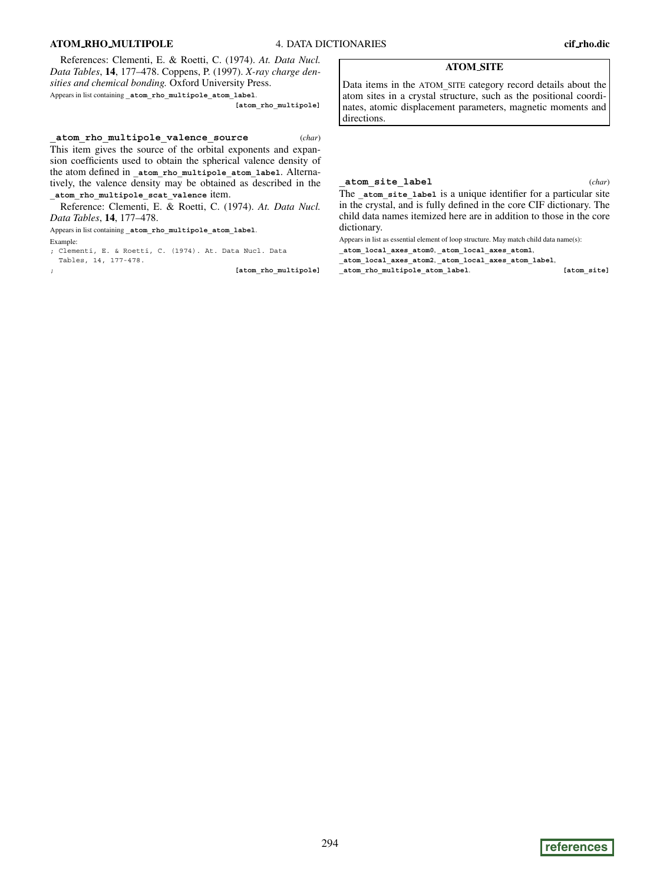References: Clementi, E. & Roetti, C. (1974). *At. Data Nucl. Data Tables*, **14**, 177–478. Coppens, P. (1997). *X-ray charge densities and chemical bonding.* Oxford University Press.

Appears in list containing **_atom_rho_multipole_atom_label**.

**[atom_rho_multipole]**

**_atom_rho_multipole_valence_source** (*char*)

This item gives the source of the orbital exponents and expansion coefficients used to obtain the spherical valence density of the atom defined in **_atom_rho_multipole_atom_label**. Alternatively, the valence density may be obtained as described in the **_atom_rho_multipole_scat_valence** item.

Reference: Clementi, E. & Roetti, C. (1974). *At. Data Nucl. Data Tables*, **14**, 177–478.

Appears in list containing **_atom_rho_multipole_atom_label**.

Example:

```
; Clementi, E. & Roetti, C. (1974). At. Data Nucl. Data
  Tables, 14, 177-478.
;
```

**[atom_rho_multipole]**

## ATOM_SITE

Data items in the ATOM_SITE category record details about the atom sites in a crystal structure, such as the positional coordinates, atomic displacement parameters, magnetic moments and directions.

**_atom_site_label** (*char*)

The **_atom_site_label** is a unique identifier for a particular site in the crystal, and is fully defined in the core CIF dictionary. The child data names itemized here are in addition to those in the core dictionary.

Appears in list as essential element of loop structure. May match child data name(s): **_atom_local_axes_atom0**, **_atom_local_axes_atom1**, **_atom_local_axes_atom2**, **_atom_local_axes_atom_label**, **_atom_rho_multipole_atom_label**.

**[atom_site]**